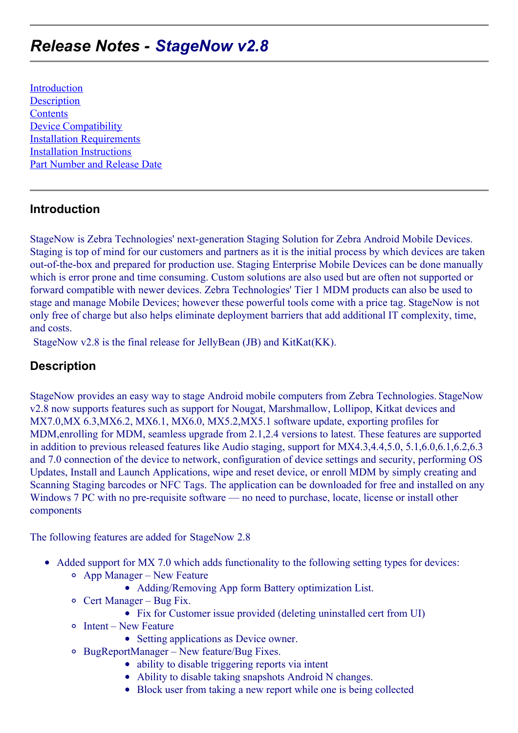# *Release Notes - StageNow v2.8*

[Introduction](#introduction)
[Description](#description)
[Contents](#contents)
[Device Compatibility](#device-compatibility)
[Installation Requirements](#installation-requirements)
[Installation Instructions](#installation-instructions)
[Part Number and Release Date](#part-number-and-release-date)

---

## Introduction

StageNow is Zebra Technologies' next-generation Staging Solution for Zebra Android Mobile Devices. Staging is top of mind for our customers and partners as it is the initial process by which devices are taken out-of-the-box and prepared for production use. Staging Enterprise Mobile Devices can be done manually which is error prone and time consuming. Custom solutions are also used but are often not supported or forward compatible with newer devices. Zebra Technologies' Tier 1 MDM products can also be used to stage and manage Mobile Devices; however these powerful tools come with a price tag. StageNow is not only free of charge but also helps eliminate deployment barriers that add additional IT complexity, time, and costs.

StageNow v2.8 is the final release for JellyBean (JB) and KitKat(KK).

## Description

StageNow provides an easy way to stage Android mobile computers from Zebra Technologies. StageNow v2.8 now supports features such as support for Nougat, Marshmallow, Lollipop, Kitkat devices and MX7.0,MX 6.3,MX6.2, MX6.1, MX6.0, MX5.2,MX5.1 software update, exporting profiles for MDM,enrolling for MDM, seamless upgrade from 2.1,2.4 versions to latest. These features are supported in addition to previous released features like Audio staging, support for MX4.3,4.4,5.0, 5.1,6.0,6.1,6.2,6.3 and 7.0 connection of the device to network, configuration of device settings and security, performing OS Updates, Install and Launch Applications, wipe and reset device, or enroll MDM by simply creating and Scanning Staging barcodes or NFC Tags. The application can be downloaded for free and installed on any Windows 7 PC with no pre-requisite software — no need to purchase, locate, license or install other components

The following features are added for StageNow 2.8

- Added support for MX 7.0 which adds functionality to the following setting types for devices:
  - App Manager – New Feature
    - Adding/Removing App form Battery optimization List.
  - Cert Manager – Bug Fix.
    - Fix for Customer issue provided (deleting uninstalled cert from UI)
  - Intent – New Feature
    - Setting applications as Device owner.
  - BugReportManager – New feature/Bug Fixes.
    - ability to disable triggering reports via intent
    - Ability to disable taking snapshots Android N changes.
    - Block user from taking a new report while one is being collected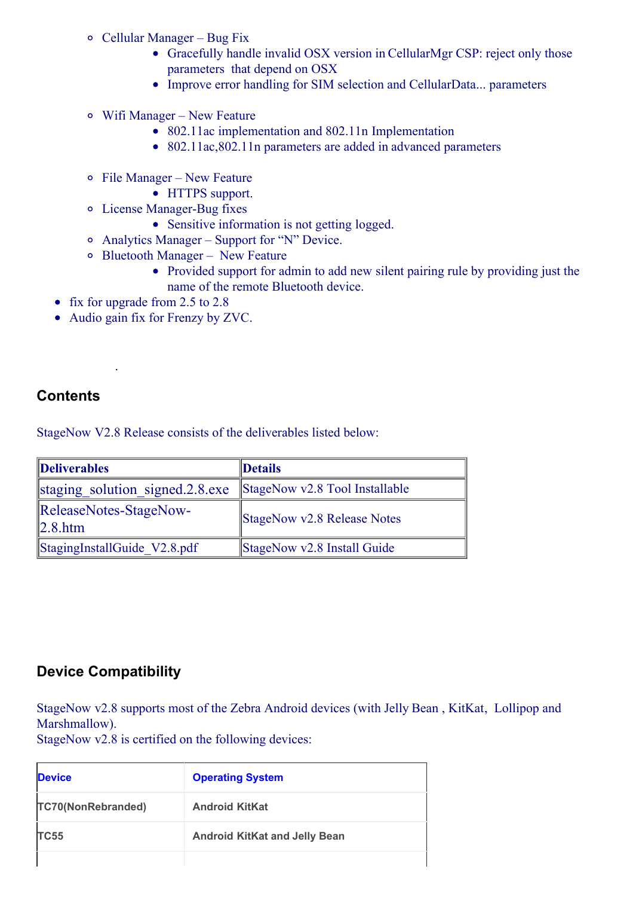- Cellular Manager – Bug Fix
    - Gracefully handle invalid OSX version in CellularMgr CSP: reject only those parameters that depend on OSX
    - Improve error handling for SIM selection and CellularData... parameters

- Wifi Manager – New Feature
    - 802.11ac implementation and 802.11n Implementation
    - 802.11ac,802.11n parameters are added in advanced parameters

- File Manager – New Feature
    - HTTPS support.
- License Manager-Bug fixes
    - Sensitive information is not getting logged.
- Analytics Manager – Support for “N” Device.
- Bluetooth Manager – New Feature
    - Provided support for admin to add new silent pairing rule by providing just the name of the remote Bluetooth device.

- fix for upgrade from 2.5 to 2.8
- Audio gain fix for Frenzy by ZVC.

.

## Contents

StageNow V2.8 Release consists of the deliverables listed below:

| Deliverables | Details |
|---|---|
| staging_solution_signed.2.8.exe | StageNow v2.8 Tool Installable |
| ReleaseNotes-StageNow-2.8.htm | StageNow v2.8 Release Notes |
| StagingInstallGuide_V2.8.pdf | StageNow v2.8 Install Guide |

## Device Compatibility

StageNow v2.8 supports most of the Zebra Android devices (with Jelly Bean , KitKat, Lollipop and Marshmallow).
StageNow v2.8 is certified on the following devices:

| Device | Operating System |
|---|---|
| TC70(NonRebranded) | Android KitKat |
| TC55 | Android KitKat and Jelly Bean |
| | |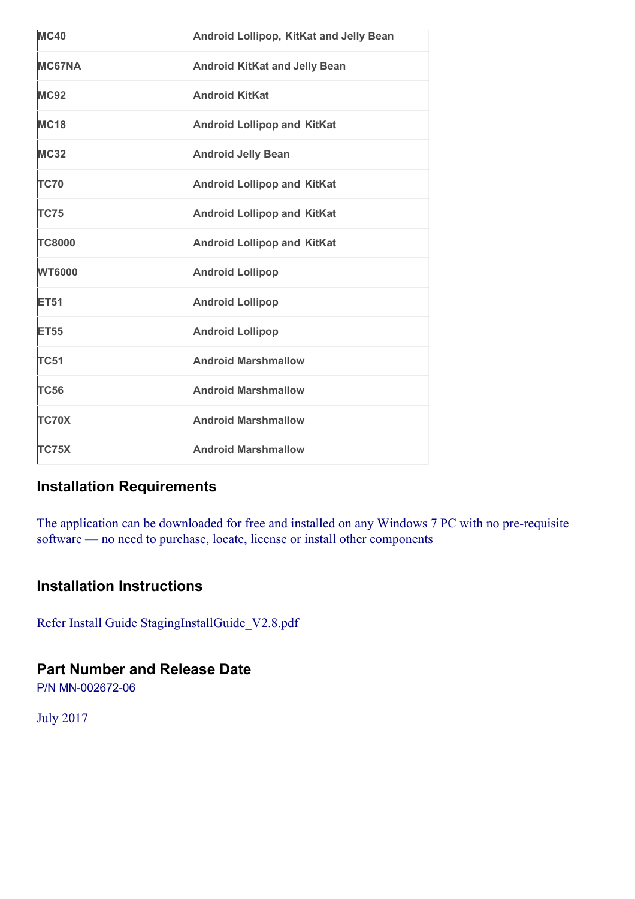| | |
|---|---|
| MC40 | Android Lollipop, KitKat and Jelly Bean |
| MC67NA | Android KitKat and Jelly Bean |
| MC92 | Android KitKat |
| MC18 | Android Lollipop and KitKat |
| MC32 | Android Jelly Bean |
| TC70 | Android Lollipop and KitKat |
| TC75 | Android Lollipop and KitKat |
| TC8000 | Android Lollipop and KitKat |
| WT6000 | Android Lollipop |
| ET51 | Android Lollipop |
| ET55 | Android Lollipop |
| TC51 | Android Marshmallow |
| TC56 | Android Marshmallow |
| TC70X | Android Marshmallow |
| TC75X | Android Marshmallow |

## Installation Requirements

The application can be downloaded for free and installed on any Windows 7 PC with no pre-requisite software — no need to purchase, locate, license or install other components

## Installation Instructions

Refer Install Guide StagingInstallGuide_V2.8.pdf

## Part Number and Release Date

P/N MN-002672-06

July 2017